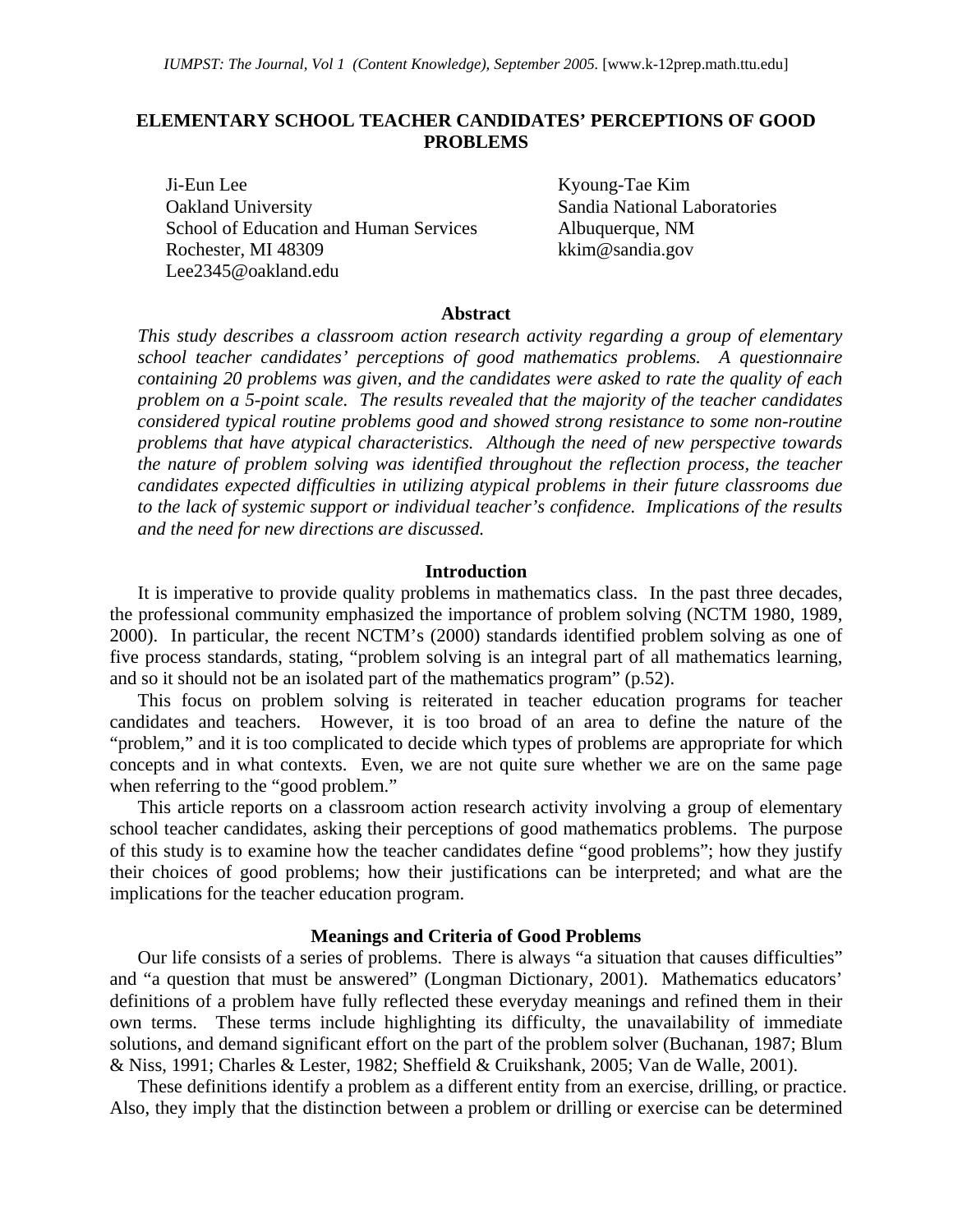# ELEMENTARY SCHOOL TEACHER CANDIDATES' PERCEPTIONS OF GOOD PROBLEMS

Ji-Eun Lee
Oakland University
School of Education and Human Services
Rochester, MI 48309
Lee2345@oakland.edu

Kyoung-Tae Kim
Sandia National Laboratories
Albuquerque, NM
kkim@sandia.gov

## Abstract

*This study describes a classroom action research activity regarding a group of elementary school teacher candidates' perceptions of good mathematics problems. A questionnaire containing 20 problems was given, and the candidates were asked to rate the quality of each problem on a 5-point scale. The results revealed that the majority of the teacher candidates considered typical routine problems good and showed strong resistance to some non-routine problems that have atypical characteristics. Although the need of new perspective towards the nature of problem solving was identified throughout the reflection process, the teacher candidates expected difficulties in utilizing atypical problems in their future classrooms due to the lack of systemic support or individual teacher's confidence. Implications of the results and the need for new directions are discussed.*

## Introduction

It is imperative to provide quality problems in mathematics class. In the past three decades, the professional community emphasized the importance of problem solving (NCTM 1980, 1989, 2000). In particular, the recent NCTM's (2000) standards identified problem solving as one of five process standards, stating, "problem solving is an integral part of all mathematics learning, and so it should not be an isolated part of the mathematics program" (p.52).

This focus on problem solving is reiterated in teacher education programs for teacher candidates and teachers. However, it is too broad of an area to define the nature of the "problem," and it is too complicated to decide which types of problems are appropriate for which concepts and in what contexts. Even, we are not quite sure whether we are on the same page when referring to the "good problem."

This article reports on a classroom action research activity involving a group of elementary school teacher candidates, asking their perceptions of good mathematics problems. The purpose of this study is to examine how the teacher candidates define "good problems"; how they justify their choices of good problems; how their justifications can be interpreted; and what are the implications for the teacher education program.

## Meanings and Criteria of Good Problems

Our life consists of a series of problems. There is always "a situation that causes difficulties" and "a question that must be answered" (Longman Dictionary, 2001). Mathematics educators' definitions of a problem have fully reflected these everyday meanings and refined them in their own terms. These terms include highlighting its difficulty, the unavailability of immediate solutions, and demand significant effort on the part of the problem solver (Buchanan, 1987; Blum & Niss, 1991; Charles & Lester, 1982; Sheffield & Cruikshank, 2005; Van de Walle, 2001).

These definitions identify a problem as a different entity from an exercise, drilling, or practice. Also, they imply that the distinction between a problem or drilling or exercise can be determined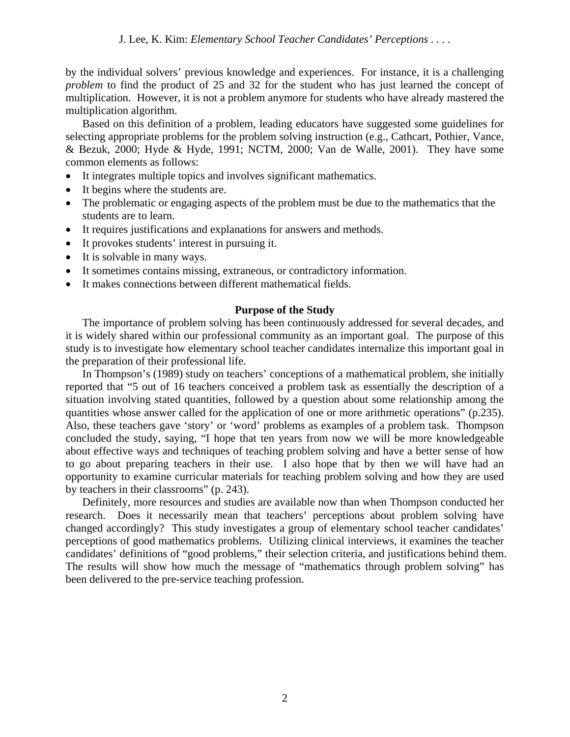by the individual solvers' previous knowledge and experiences. For instance, it is a challenging *problem* to find the product of 25 and 32 for the student who has just learned the concept of multiplication. However, it is not a problem anymore for students who have already mastered the multiplication algorithm.

Based on this definition of a problem, leading educators have suggested some guidelines for selecting appropriate problems for the problem solving instruction (e.g., Cathcart, Pothier, Vance, & Bezuk, 2000; Hyde & Hyde, 1991; NCTM, 2000; Van de Walle, 2001). They have some common elements as follows:

- It integrates multiple topics and involves significant mathematics.
- It begins where the students are.
- The problematic or engaging aspects of the problem must be due to the mathematics that the students are to learn.
- It requires justifications and explanations for answers and methods.
- It provokes students' interest in pursuing it.
- It is solvable in many ways.
- It sometimes contains missing, extraneous, or contradictory information.
- It makes connections between different mathematical fields.

## Purpose of the Study

The importance of problem solving has been continuously addressed for several decades, and it is widely shared within our professional community as an important goal. The purpose of this study is to investigate how elementary school teacher candidates internalize this important goal in the preparation of their professional life.

In Thompson's (1989) study on teachers' conceptions of a mathematical problem, she initially reported that "5 out of 16 teachers conceived a problem task as essentially the description of a situation involving stated quantities, followed by a question about some relationship among the quantities whose answer called for the application of one or more arithmetic operations" (p.235). Also, these teachers gave 'story' or 'word' problems as examples of a problem task. Thompson concluded the study, saying, "I hope that ten years from now we will be more knowledgeable about effective ways and techniques of teaching problem solving and have a better sense of how to go about preparing teachers in their use. I also hope that by then we will have had an opportunity to examine curricular materials for teaching problem solving and how they are used by teachers in their classrooms" (p. 243).

Definitely, more resources and studies are available now than when Thompson conducted her research. Does it necessarily mean that teachers' perceptions about problem solving have changed accordingly? This study investigates a group of elementary school teacher candidates' perceptions of good mathematics problems. Utilizing clinical interviews, it examines the teacher candidates' definitions of "good problems," their selection criteria, and justifications behind them. The results will show how much the message of "mathematics through problem solving" has been delivered to the pre-service teaching profession.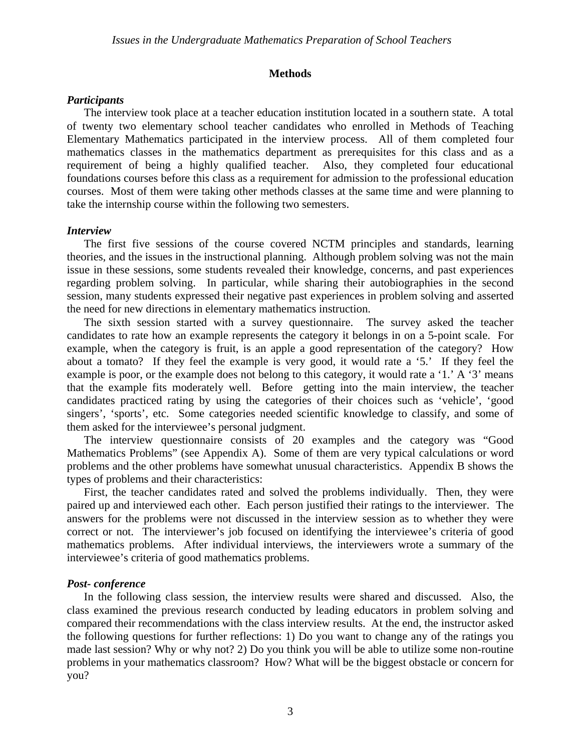## Methods

### *Participants*

The interview took place at a teacher education institution located in a southern state. A total of twenty two elementary school teacher candidates who enrolled in Methods of Teaching Elementary Mathematics participated in the interview process. All of them completed four mathematics classes in the mathematics department as prerequisites for this class and as a requirement of being a highly qualified teacher. Also, they completed four educational foundations courses before this class as a requirement for admission to the professional education courses. Most of them were taking other methods classes at the same time and were planning to take the internship course within the following two semesters.

### *Interview*

The first five sessions of the course covered NCTM principles and standards, learning theories, and the issues in the instructional planning. Although problem solving was not the main issue in these sessions, some students revealed their knowledge, concerns, and past experiences regarding problem solving. In particular, while sharing their autobiographies in the second session, many students expressed their negative past experiences in problem solving and asserted the need for new directions in elementary mathematics instruction.

The sixth session started with a survey questionnaire. The survey asked the teacher candidates to rate how an example represents the category it belongs in on a 5-point scale. For example, when the category is fruit, is an apple a good representation of the category? How about a tomato? If they feel the example is very good, it would rate a '5.' If they feel the example is poor, or the example does not belong to this category, it would rate a '1.' A '3' means that the example fits moderately well. Before getting into the main interview, the teacher candidates practiced rating by using the categories of their choices such as 'vehicle', 'good singers', 'sports', etc. Some categories needed scientific knowledge to classify, and some of them asked for the interviewee's personal judgment.

The interview questionnaire consists of 20 examples and the category was "Good Mathematics Problems" (see Appendix A). Some of them are very typical calculations or word problems and the other problems have somewhat unusual characteristics. Appendix B shows the types of problems and their characteristics:

First, the teacher candidates rated and solved the problems individually. Then, they were paired up and interviewed each other. Each person justified their ratings to the interviewer. The answers for the problems were not discussed in the interview session as to whether they were correct or not. The interviewer's job focused on identifying the interviewee's criteria of good mathematics problems. After individual interviews, the interviewers wrote a summary of the interviewee's criteria of good mathematics problems.

### *Post- conference*

In the following class session, the interview results were shared and discussed. Also, the class examined the previous research conducted by leading educators in problem solving and compared their recommendations with the class interview results. At the end, the instructor asked the following questions for further reflections: 1) Do you want to change any of the ratings you made last session? Why or why not? 2) Do you think you will be able to utilize some non-routine problems in your mathematics classroom? How? What will be the biggest obstacle or concern for you?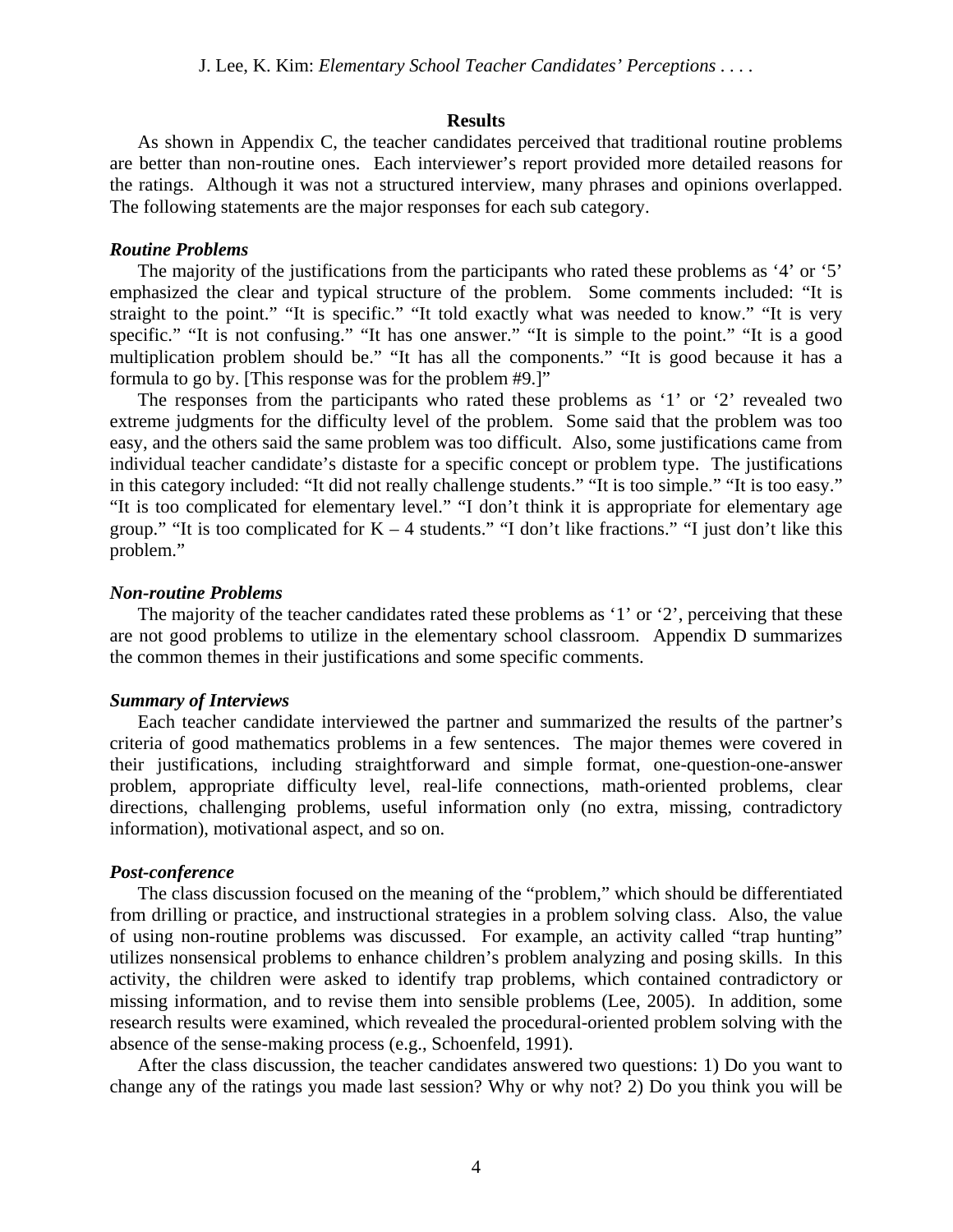## Results

As shown in Appendix C, the teacher candidates perceived that traditional routine problems are better than non-routine ones. Each interviewer's report provided more detailed reasons for the ratings. Although it was not a structured interview, many phrases and opinions overlapped. The following statements are the major responses for each sub category.

### *Routine Problems*

The majority of the justifications from the participants who rated these problems as '4' or '5' emphasized the clear and typical structure of the problem. Some comments included: "It is straight to the point." "It is specific." "It told exactly what was needed to know." "It is very specific." "It is not confusing." "It has one answer." "It is simple to the point." "It is a good multiplication problem should be." "It has all the components." "It is good because it has a formula to go by. [This response was for the problem #9.]"

The responses from the participants who rated these problems as '1' or '2' revealed two extreme judgments for the difficulty level of the problem. Some said that the problem was too easy, and the others said the same problem was too difficult. Also, some justifications came from individual teacher candidate's distaste for a specific concept or problem type. The justifications in this category included: "It did not really challenge students." "It is too simple." "It is too easy." "It is too complicated for elementary level." "I don't think it is appropriate for elementary age group." "It is too complicated for K – 4 students." "I don't like fractions." "I just don't like this problem."

### *Non-routine Problems*

The majority of the teacher candidates rated these problems as '1' or '2', perceiving that these are not good problems to utilize in the elementary school classroom. Appendix D summarizes the common themes in their justifications and some specific comments.

### *Summary of Interviews*

Each teacher candidate interviewed the partner and summarized the results of the partner's criteria of good mathematics problems in a few sentences. The major themes were covered in their justifications, including straightforward and simple format, one-question-one-answer problem, appropriate difficulty level, real-life connections, math-oriented problems, clear directions, challenging problems, useful information only (no extra, missing, contradictory information), motivational aspect, and so on.

### *Post-conference*

The class discussion focused on the meaning of the "problem," which should be differentiated from drilling or practice, and instructional strategies in a problem solving class. Also, the value of using non-routine problems was discussed. For example, an activity called "trap hunting" utilizes nonsensical problems to enhance children's problem analyzing and posing skills. In this activity, the children were asked to identify trap problems, which contained contradictory or missing information, and to revise them into sensible problems (Lee, 2005). In addition, some research results were examined, which revealed the procedural-oriented problem solving with the absence of the sense-making process (e.g., Schoenfeld, 1991).

After the class discussion, the teacher candidates answered two questions: 1) Do you want to change any of the ratings you made last session? Why or why not? 2) Do you think you will be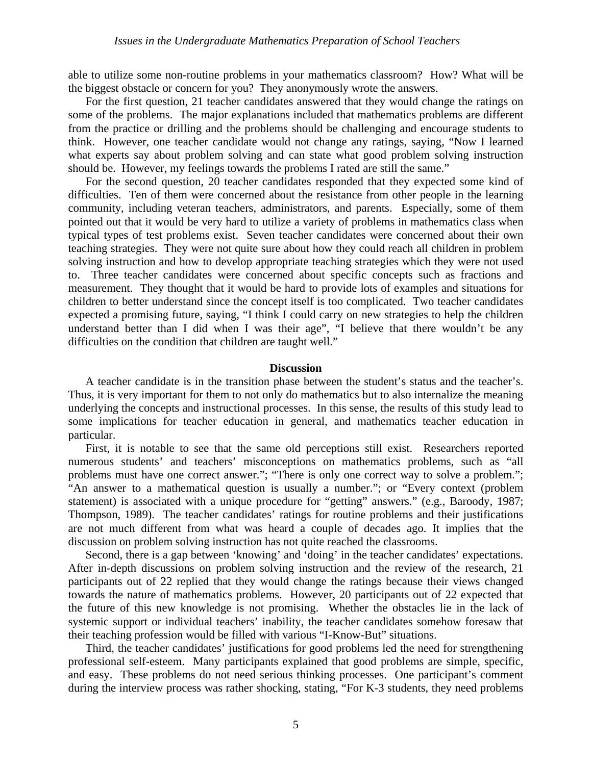able to utilize some non-routine problems in your mathematics classroom? How? What will be the biggest obstacle or concern for you? They anonymously wrote the answers.

For the first question, 21 teacher candidates answered that they would change the ratings on some of the problems. The major explanations included that mathematics problems are different from the practice or drilling and the problems should be challenging and encourage students to think. However, one teacher candidate would not change any ratings, saying, "Now I learned what experts say about problem solving and can state what good problem solving instruction should be. However, my feelings towards the problems I rated are still the same."

For the second question, 20 teacher candidates responded that they expected some kind of difficulties. Ten of them were concerned about the resistance from other people in the learning community, including veteran teachers, administrators, and parents. Especially, some of them pointed out that it would be very hard to utilize a variety of problems in mathematics class when typical types of test problems exist. Seven teacher candidates were concerned about their own teaching strategies. They were not quite sure about how they could reach all children in problem solving instruction and how to develop appropriate teaching strategies which they were not used to. Three teacher candidates were concerned about specific concepts such as fractions and measurement. They thought that it would be hard to provide lots of examples and situations for children to better understand since the concept itself is too complicated. Two teacher candidates expected a promising future, saying, "I think I could carry on new strategies to help the children understand better than I did when I was their age", "I believe that there wouldn't be any difficulties on the condition that children are taught well."

## Discussion

A teacher candidate is in the transition phase between the student's status and the teacher's. Thus, it is very important for them to not only do mathematics but to also internalize the meaning underlying the concepts and instructional processes. In this sense, the results of this study lead to some implications for teacher education in general, and mathematics teacher education in particular.

First, it is notable to see that the same old perceptions still exist. Researchers reported numerous students' and teachers' misconceptions on mathematics problems, such as "all problems must have one correct answer."; "There is only one correct way to solve a problem."; "An answer to a mathematical question is usually a number."; or "Every context (problem statement) is associated with a unique procedure for "getting" answers." (e.g., Baroody, 1987; Thompson, 1989). The teacher candidates' ratings for routine problems and their justifications are not much different from what was heard a couple of decades ago. It implies that the discussion on problem solving instruction has not quite reached the classrooms.

Second, there is a gap between 'knowing' and 'doing' in the teacher candidates' expectations. After in-depth discussions on problem solving instruction and the review of the research, 21 participants out of 22 replied that they would change the ratings because their views changed towards the nature of mathematics problems. However, 20 participants out of 22 expected that the future of this new knowledge is not promising. Whether the obstacles lie in the lack of systemic support or individual teachers' inability, the teacher candidates somehow foresaw that their teaching profession would be filled with various "I-Know-But" situations.

Third, the teacher candidates' justifications for good problems led the need for strengthening professional self-esteem. Many participants explained that good problems are simple, specific, and easy. These problems do not need serious thinking processes. One participant's comment during the interview process was rather shocking, stating, "For K-3 students, they need problems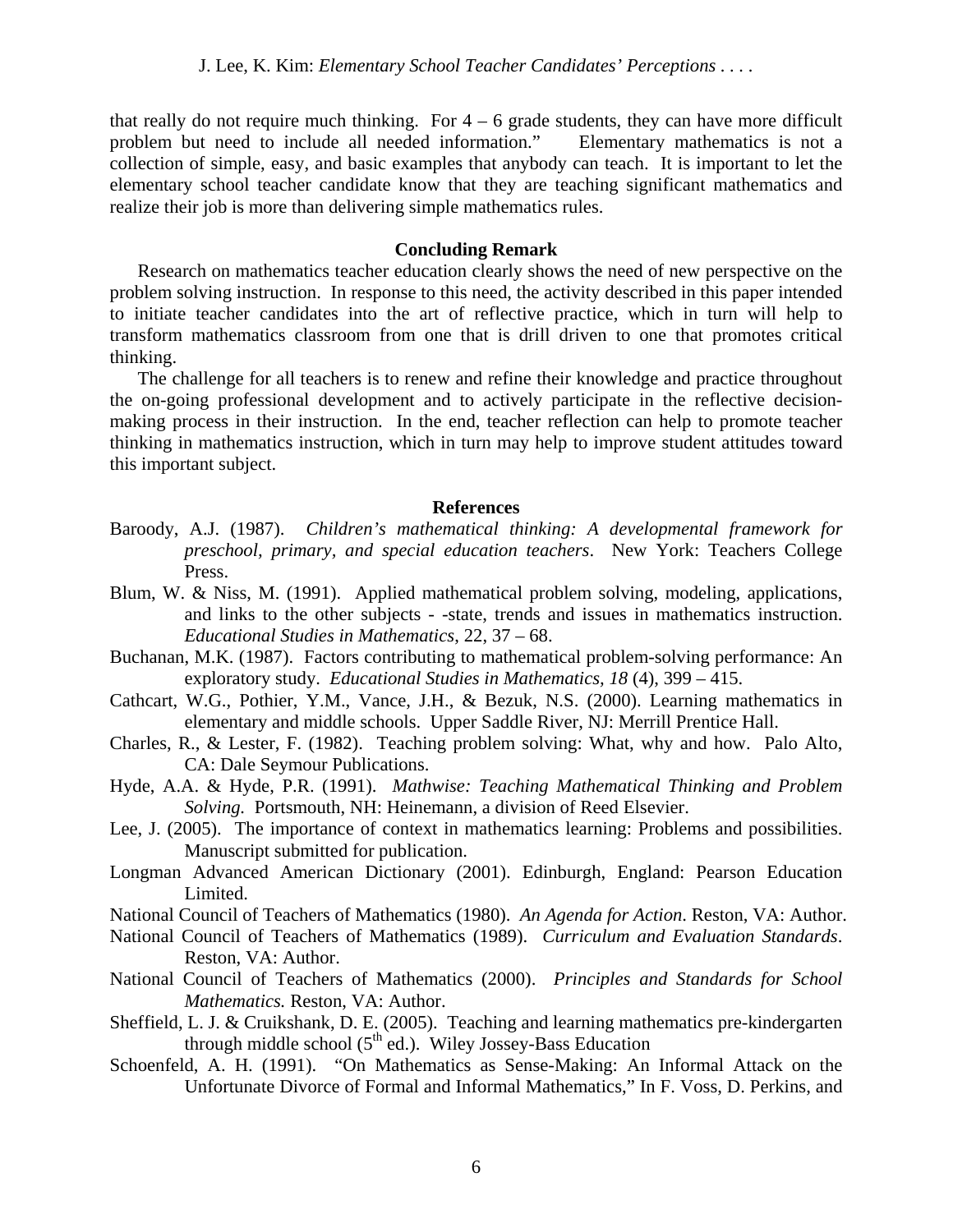that really do not require much thinking. For 4 – 6 grade students, they can have more difficult problem but need to include all needed information." Elementary mathematics is not a collection of simple, easy, and basic examples that anybody can teach. It is important to let the elementary school teacher candidate know that they are teaching significant mathematics and realize their job is more than delivering simple mathematics rules.

## Concluding Remark

Research on mathematics teacher education clearly shows the need of new perspective on the problem solving instruction. In response to this need, the activity described in this paper intended to initiate teacher candidates into the art of reflective practice, which in turn will help to transform mathematics classroom from one that is drill driven to one that promotes critical thinking.

The challenge for all teachers is to renew and refine their knowledge and practice throughout the on-going professional development and to actively participate in the reflective decision-making process in their instruction. In the end, teacher reflection can help to promote teacher thinking in mathematics instruction, which in turn may help to improve student attitudes toward this important subject.

## References

Baroody, A.J. (1987). *Children's mathematical thinking: A developmental framework for preschool, primary, and special education teachers*. New York: Teachers College Press.

Blum, W. & Niss, M. (1991). Applied mathematical problem solving, modeling, applications, and links to the other subjects - -state, trends and issues in mathematics instruction. *Educational Studies in Mathematics*, 22, 37 – 68.

Buchanan, M.K. (1987). Factors contributing to mathematical problem-solving performance: An exploratory study. *Educational Studies in Mathematics, 18* (4), 399 – 415.

Cathcart, W.G., Pothier, Y.M., Vance, J.H., & Bezuk, N.S. (2000). Learning mathematics in elementary and middle schools. Upper Saddle River, NJ: Merrill Prentice Hall.

Charles, R., & Lester, F. (1982). Teaching problem solving: What, why and how. Palo Alto, CA: Dale Seymour Publications.

Hyde, A.A. & Hyde, P.R. (1991). *Mathwise: Teaching Mathematical Thinking and Problem Solving.* Portsmouth, NH: Heinemann, a division of Reed Elsevier.

Lee, J. (2005). The importance of context in mathematics learning: Problems and possibilities. Manuscript submitted for publication.

Longman Advanced American Dictionary (2001). Edinburgh, England: Pearson Education Limited.

National Council of Teachers of Mathematics (1980). *An Agenda for Action*. Reston, VA: Author.

National Council of Teachers of Mathematics (1989). *Curriculum and Evaluation Standards*. Reston, VA: Author.

National Council of Teachers of Mathematics (2000). *Principles and Standards for School Mathematics.* Reston, VA: Author.

Sheffield, L. J. & Cruikshank, D. E. (2005). Teaching and learning mathematics pre-kindergarten through middle school (5th ed.). Wiley Jossey-Bass Education

Schoenfeld, A. H. (1991). "On Mathematics as Sense-Making: An Informal Attack on the Unfortunate Divorce of Formal and Informal Mathematics," In F. Voss, D. Perkins, and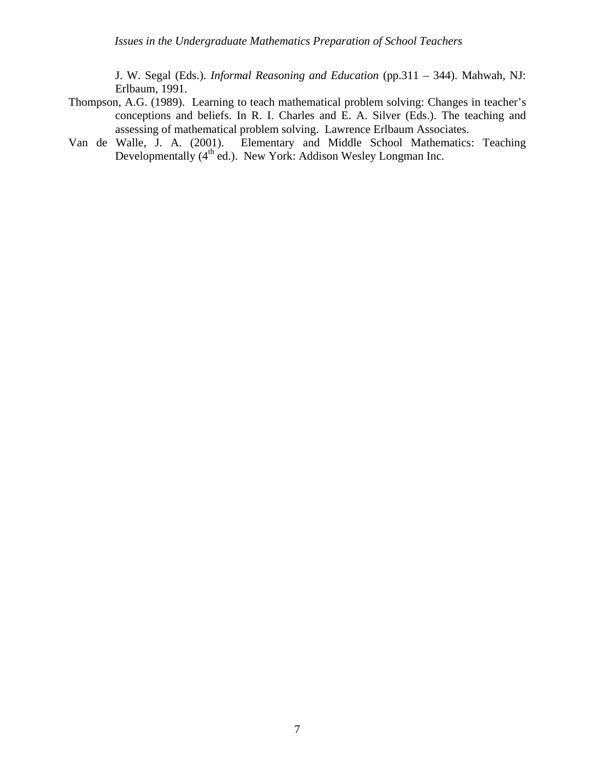J. W. Segal (Eds.). *Informal Reasoning and Education* (pp.311 – 344). Mahwah, NJ: Erlbaum, 1991.

Thompson, A.G. (1989). Learning to teach mathematical problem solving: Changes in teacher's conceptions and beliefs. In R. I. Charles and E. A. Silver (Eds.). The teaching and assessing of mathematical problem solving. Lawrence Erlbaum Associates.

Van de Walle, J. A. (2001). Elementary and Middle School Mathematics: Teaching Developmentally (4th ed.). New York: Addison Wesley Longman Inc.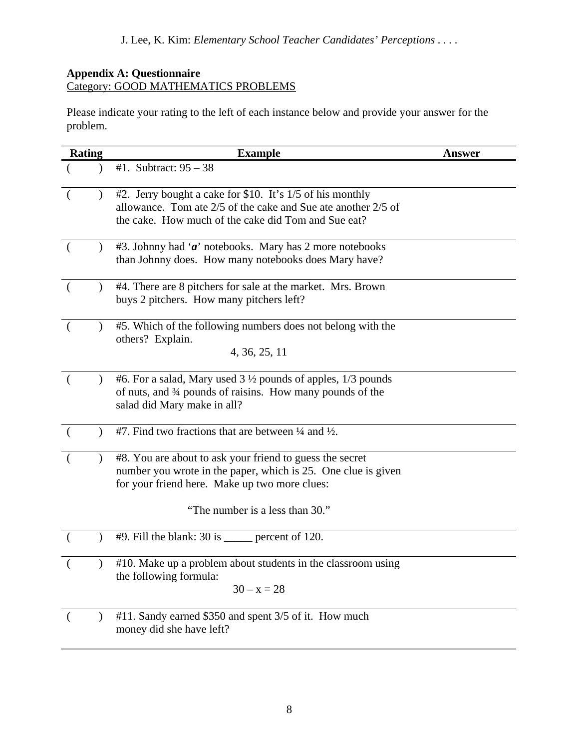## Appendix A: Questionnaire

Category: GOOD MATHEMATICS PROBLEMS

Please indicate your rating to the left of each instance below and provide your answer for the problem.

| Rating | Example | Answer |
|---|---|---|
| (  ) | #1. Subtract: 95 – 38 | |
| (  ) | #2. Jerry bought a cake for $10. It's 1/5 of his monthly allowance. Tom ate 2/5 of the cake and Sue ate another 2/5 of the cake. How much of the cake did Tom and Sue eat? | |
| (  ) | #3. Johnny had '***a***' notebooks. Mary has 2 more notebooks than Johnny does. How many notebooks does Mary have? | |
| (  ) | #4. There are 8 pitchers for sale at the market. Mrs. Brown buys 2 pitchers. How many pitchers left? | |
| (  ) | #5. Which of the following numbers does not belong with the others? Explain. 4, 36, 25, 11 | |
| (  ) | #6. For a salad, Mary used 3 ½ pounds of apples, 1/3 pounds of nuts, and ¾ pounds of raisins. How many pounds of the salad did Mary make in all? | |
| (  ) | #7. Find two fractions that are between ¼ and ½. | |
| (  ) | #8. You are about to ask your friend to guess the secret number you wrote in the paper, which is 25. One clue is given for your friend here. Make up two more clues: "The number is a less than 30." | |
| (  ) | #9. Fill the blank: 30 is _____ percent of 120. | |
| (  ) | #10. Make up a problem about students in the classroom using the following formula: $30 - x = 28$ | |
| (  ) | #11. Sandy earned $350 and spent 3/5 of it. How much money did she have left? | |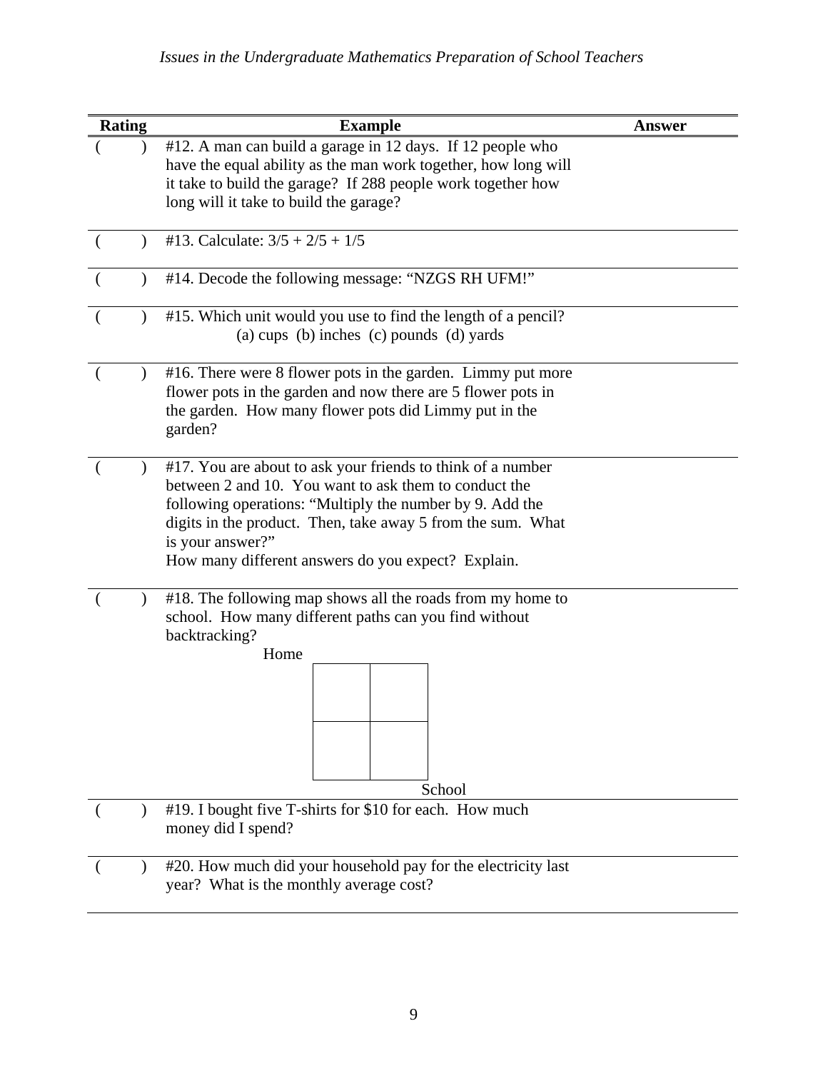| Rating | Example | Answer |
|---|---|---|
| ( ) | #12. A man can build a garage in 12 days. If 12 people who have the equal ability as the man work together, how long will it take to build the garage? If 288 people work together how long will it take to build the garage? | |
| ( ) | #13. Calculate: 3/5 + 2/5 + 1/5 | |
| ( ) | #14. Decode the following message: "NZGS RH UFM!" | |
| ( ) | #15. Which unit would you use to find the length of a pencil? (a) cups (b) inches (c) pounds (d) yards | |
| ( ) | #16. There were 8 flower pots in the garden. Limmy put more flower pots in the garden and now there are 5 flower pots in the garden. How many flower pots did Limmy put in the garden? | |
| ( ) | #17. You are about to ask your friends to think of a number between 2 and 10. You want to ask them to conduct the following operations: "Multiply the number by 9. Add the digits in the product. Then, take away 5 from the sum. What is your answer?" How many different answers do you expect? Explain. | |
| ( ) | #18. The following map shows all the roads from my home to school. How many different paths can you find without backtracking? [Map: a 2×2 grid of squares, with "Home" at the top-left corner and "School" at the bottom-right corner] | |
| ( ) | #19. I bought five T-shirts for $10 for each. How much money did I spend? | |
| ( ) | #20. How much did your household pay for the electricity last year? What is the monthly average cost? | |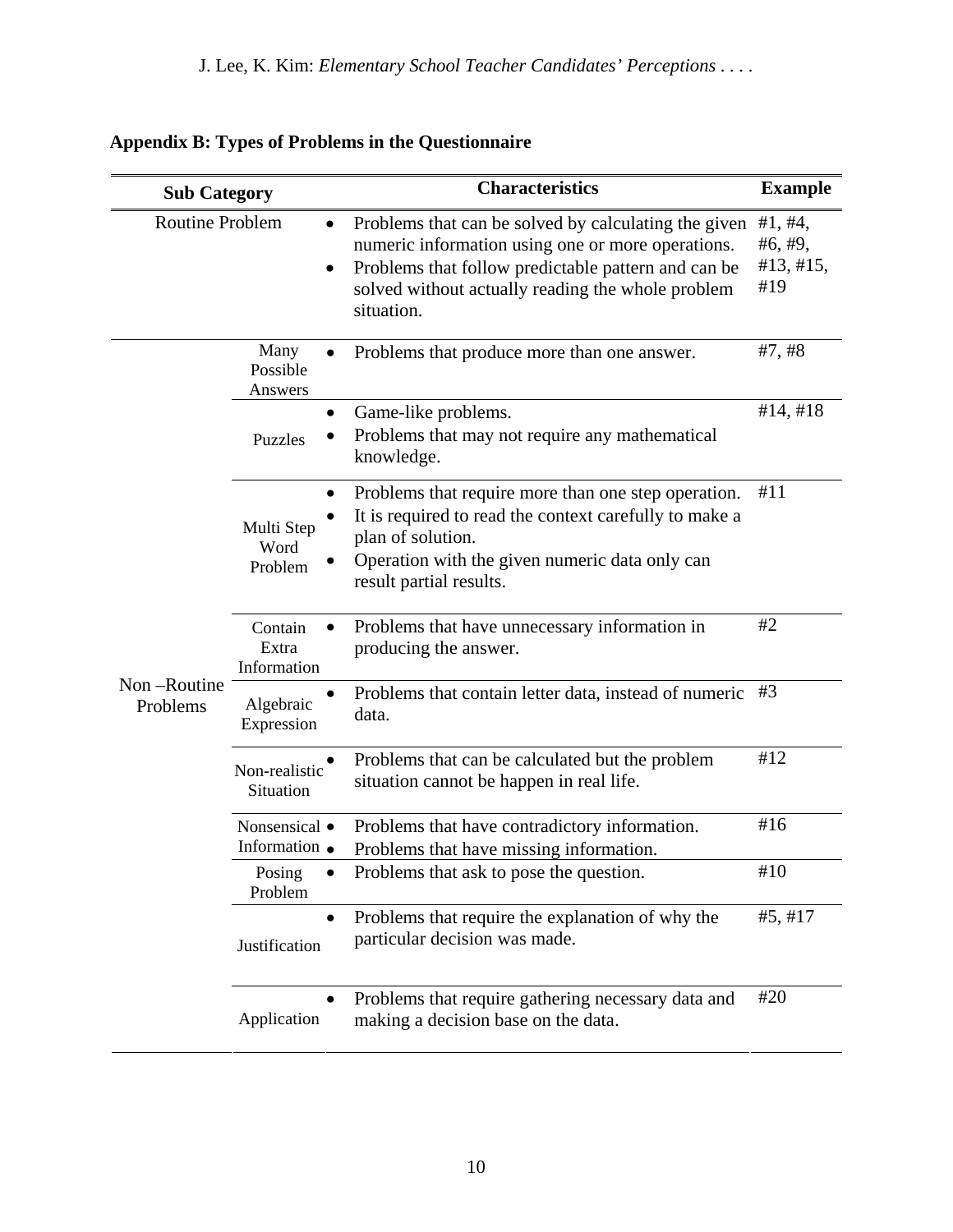## Appendix B: Types of Problems in the Questionnaire

| Sub Category | | Characteristics | Example |
|---|---|---|---|
| Routine Problem | | • Problems that can be solved by calculating the given numeric information using one or more operations.<br>• Problems that follow predictable pattern and can be solved without actually reading the whole problem situation. | #1, #4, #6, #9, #13, #15, #19 |
| Non –Routine Problems | Many Possible Answers | • Problems that produce more than one answer. | #7, #8 |
| | Puzzles | • Game-like problems.<br>• Problems that may not require any mathematical knowledge. | #14, #18 |
| | Multi Step Word Problem | • Problems that require more than one step operation.<br>• It is required to read the context carefully to make a plan of solution.<br>• Operation with the given numeric data only can result partial results. | #11 |
| | Contain Extra Information | • Problems that have unnecessary information in producing the answer. | #2 |
| | Algebraic Expression | • Problems that contain letter data, instead of numeric data. | #3 |
| | Non-realistic Situation | • Problems that can be calculated but the problem situation cannot be happen in real life. | #12 |
| | Nonsensical Information | • Problems that have contradictory information.<br>• Problems that have missing information. | #16 |
| | Posing Problem | • Problems that ask to pose the question. | #10 |
| | Justification | • Problems that require the explanation of why the particular decision was made. | #5, #17 |
| | Application | • Problems that require gathering necessary data and making a decision base on the data. | #20 |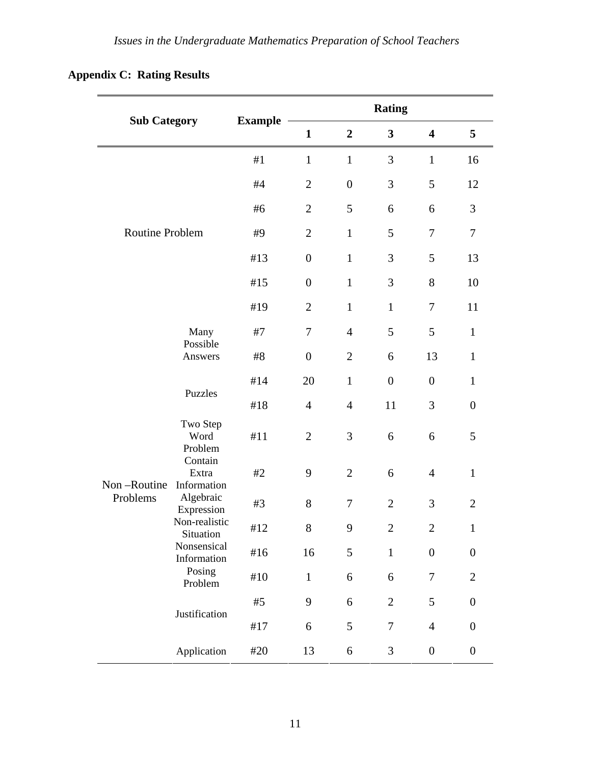## Appendix C: Rating Results

| Sub Category | | Example | Rating | | | | |
|---|---|---|---|---|---|---|---|
| | | | 1 | 2 | 3 | 4 | 5 |
| Routine Problem | | #1 | 1 | 1 | 3 | 1 | 16 |
| | | #4 | 2 | 0 | 3 | 5 | 12 |
| | | #6 | 2 | 5 | 6 | 6 | 3 |
| | | #9 | 2 | 1 | 5 | 7 | 7 |
| | | #13 | 0 | 1 | 3 | 5 | 13 |
| | | #15 | 0 | 1 | 3 | 8 | 10 |
| | | #19 | 2 | 1 | 1 | 7 | 11 |
| Non –Routine Problems | Many Possible Answers | #7 | 7 | 4 | 5 | 5 | 1 |
| | | #8 | 0 | 2 | 6 | 13 | 1 |
| | Puzzles | #14 | 20 | 1 | 0 | 0 | 1 |
| | | #18 | 4 | 4 | 11 | 3 | 0 |
| | Two Step Word Problem | #11 | 2 | 3 | 6 | 6 | 5 |
| | Contain Extra Information | #2 | 9 | 2 | 6 | 4 | 1 |
| | Algebraic Expression | #3 | 8 | 7 | 2 | 3 | 2 |
| | Non-realistic Situation | #12 | 8 | 9 | 2 | 2 | 1 |
| | Nonsensical Information | #16 | 16 | 5 | 1 | 0 | 0 |
| | Posing Problem | #10 | 1 | 6 | 6 | 7 | 2 |
| | Justification | #5 | 9 | 6 | 2 | 5 | 0 |
| | | #17 | 6 | 5 | 7 | 4 | 0 |
| | Application | #20 | 13 | 6 | 3 | 0 | 0 |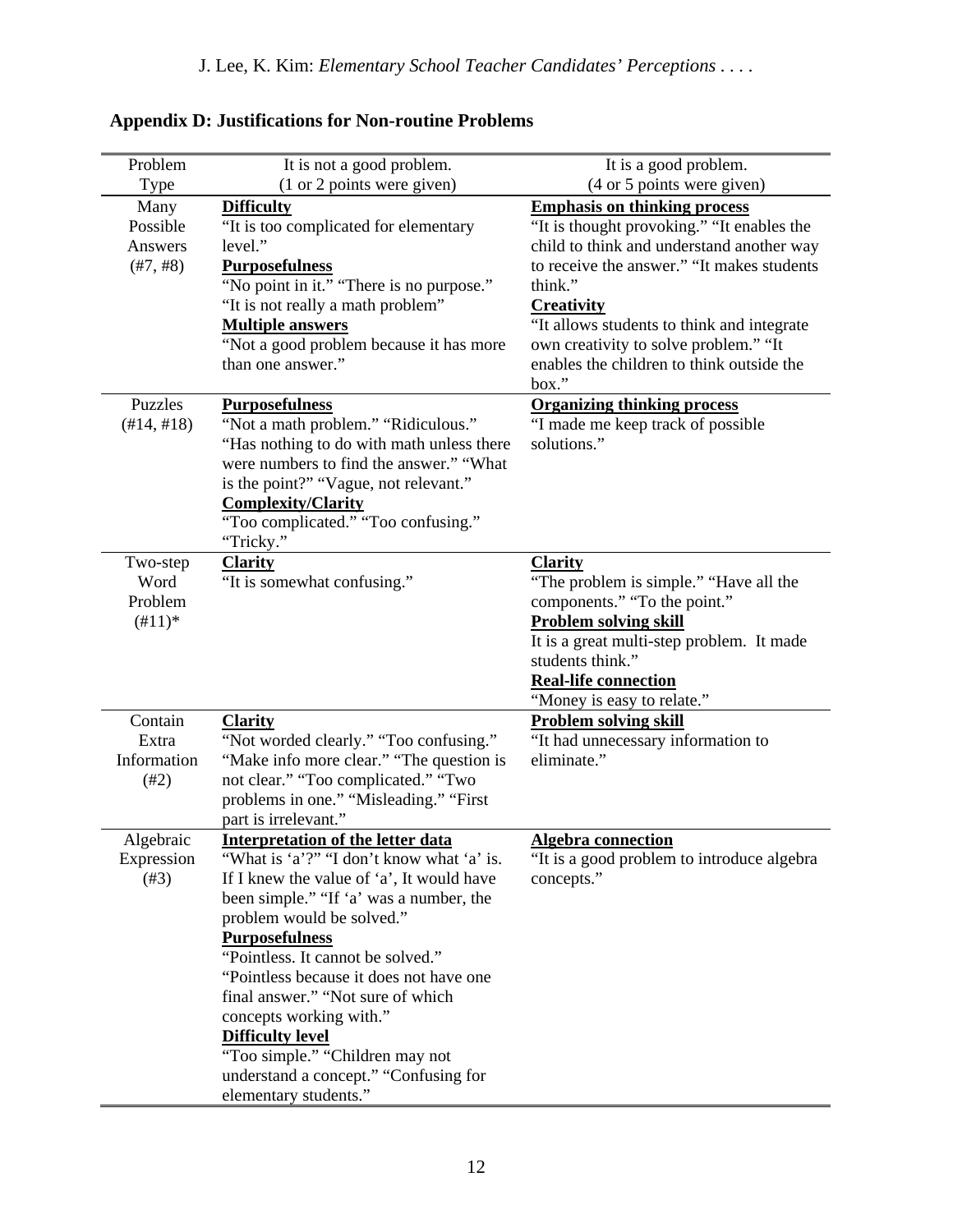## Appendix D: Justifications for Non-routine Problems

| Problem Type | It is not a good problem. (1 or 2 points were given) | It is a good problem. (4 or 5 points were given) |
|---|---|---|
| Many Possible Answers (#7, #8) | **Difficulty**<br>"It is too complicated for elementary level."<br>**Purposefulness**<br>"No point in it." "There is no purpose." "It is not really a math problem"<br>**Multiple answers**<br>"Not a good problem because it has more than one answer." | **Emphasis on thinking process**<br>"It is thought provoking." "It enables the child to think and understand another way to receive the answer." "It makes students think."<br>**Creativity**<br>"It allows students to think and integrate own creativity to solve problem." "It enables the children to think outside the box." |
| Puzzles (#14, #18) | **Purposefulness**<br>"Not a math problem." "Ridiculous." "Has nothing to do with math unless there were numbers to find the answer." "What is the point?" "Vague, not relevant."<br>**Complexity/Clarity**<br>"Too complicated." "Too confusing." "Tricky." | **Organizing thinking process**<br>"I made me keep track of possible solutions." |
| Two-step Word Problem (#11)* | **Clarity**<br>"It is somewhat confusing." | **Clarity**<br>"The problem is simple." "Have all the components." "To the point."<br>**Problem solving skill**<br>It is a great multi-step problem. It made students think."<br>**Real-life connection**<br>"Money is easy to relate." |
| Contain Extra Information (#2) | **Clarity**<br>"Not worded clearly." "Too confusing." "Make info more clear." "The question is not clear." "Too complicated." "Two problems in one." "Misleading." "First part is irrelevant." | **Problem solving skill**<br>"It had unnecessary information to eliminate." |
| Algebraic Expression (#3) | **Interpretation of the letter data**<br>"What is 'a'?" "I don't know what 'a' is. If I knew the value of 'a', It would have been simple." "If 'a' was a number, the problem would be solved."<br>**Purposefulness**<br>"Pointless. It cannot be solved." "Pointless because it does not have one final answer." "Not sure of which concepts working with."<br>**Difficulty level**<br>"Too simple." "Children may not understand a concept." "Confusing for elementary students." | **Algebra connection**<br>"It is a good problem to introduce algebra concepts." |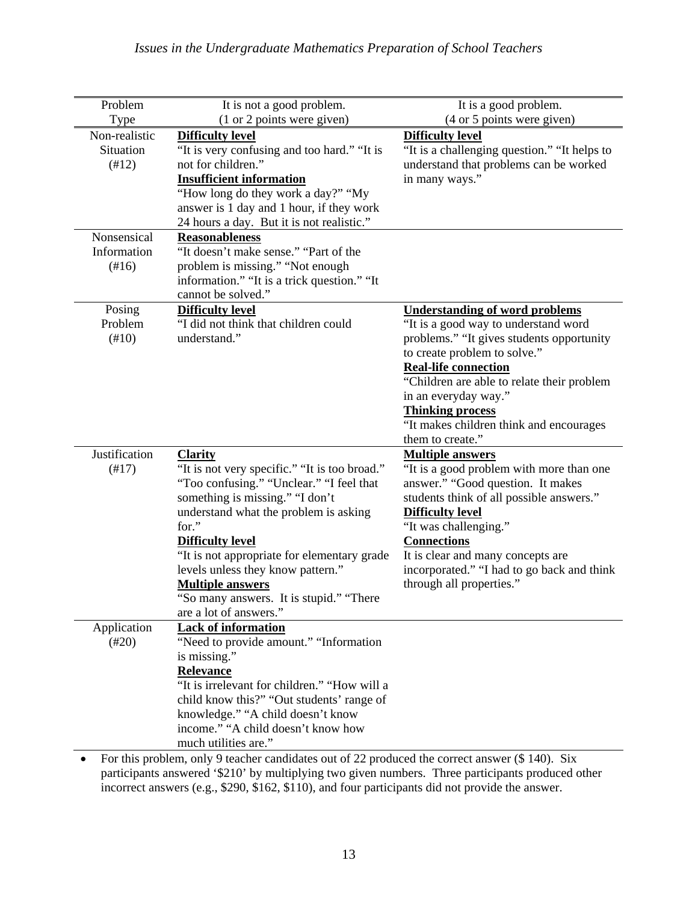| Problem Type | It is not a good problem. (1 or 2 points were given) | It is a good problem. (4 or 5 points were given) |
|---|---|---|
| Non-realistic Situation (#12) | **Difficulty level** "It is very confusing and too hard." "It is not for children." **Insufficient information** "How long do they work a day?" "My answer is 1 day and 1 hour, if they work 24 hours a day. But it is not realistic." | **Difficulty level** "It is a challenging question." "It helps to understand that problems can be worked in many ways." |
| Nonsensical Information (#16) | **Reasonableness** "It doesn't make sense." "Part of the problem is missing." "Not enough information." "It is a trick question." "It cannot be solved." | |
| Posing Problem (#10) | **Difficulty level** "I did not think that children could understand." | **Understanding of word problems** "It is a good way to understand word problems." "It gives students opportunity to create problem to solve." **Real-life connection** "Children are able to relate their problem in an everyday way." **Thinking process** "It makes children think and encourages them to create." |
| Justification (#17) | **Clarity** "It is not very specific." "It is too broad." "Too confusing." "Unclear." "I feel that something is missing." "I don't understand what the problem is asking for." **Difficulty level** "It is not appropriate for elementary grade levels unless they know pattern." **Multiple answers** "So many answers. It is stupid." "There are a lot of answers." | **Multiple answers** "It is a good problem with more than one answer." "Good question. It makes students think of all possible answers." **Difficulty level** "It was challenging." **Connections** It is clear and many concepts are incorporated." "I had to go back and think through all properties." |
| Application (#20) | **Lack of information** "Need to provide amount." "Information is missing." **Relevance** "It is irrelevant for children." "How will a child know this?" "Out students' range of knowledge." "A child doesn't know income." "A child doesn't know how much utilities are." | |

- For this problem, only 9 teacher candidates out of 22 produced the correct answer ($ 140). Six participants answered '$210' by multiplying two given numbers. Three participants produced other incorrect answers (e.g., $290, $162, $110), and four participants did not provide the answer.